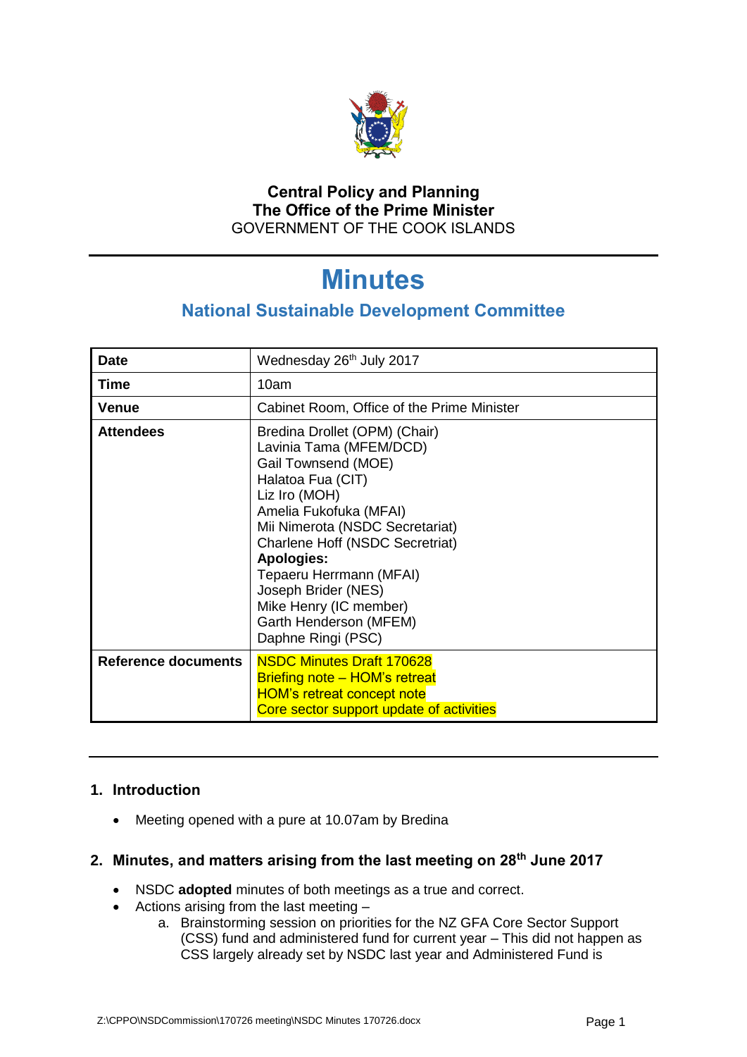**Central Policy and Planning**
**The Office of the Prime Minister**
GOVERNMENT OF THE COOK ISLANDS

# Minutes

## National Sustainable Development Committee

| **Date** | Wednesday 26th July 2017 |
|---|---|
| **Time** | 10am |
| **Venue** | Cabinet Room, Office of the Prime Minister |
| **Attendees** | Bredina Drollet (OPM) (Chair)<br>Lavinia Tama (MFEM/DCD)<br>Gail Townsend (MOE)<br>Halatoa Fua (CIT)<br>Liz Iro (MOH)<br>Amelia Fukofuka (MFAI)<br>Mii Nimerota (NSDC Secretariat)<br>Charlene Hoff (NSDC Secretriat)<br>**Apologies:**<br>Tepaeru Herrmann (MFAI)<br>Joseph Brider (NES)<br>Mike Henry (IC member)<br>Garth Henderson (MFEM)<br>Daphne Ringi (PSC) |
| **Reference documents** | NSDC Minutes Draft 170628<br>Briefing note – HOM's retreat<br>HOM's retreat concept note<br>Core sector support update of activities |

### 1. Introduction

- Meeting opened with a pure at 10.07am by Bredina

### 2. Minutes, and matters arising from the last meeting on 28th June 2017

- NSDC **adopted** minutes of both meetings as a true and correct.
- Actions arising from the last meeting –
  a. Brainstorming session on priorities for the NZ GFA Core Sector Support (CSS) fund and administered fund for current year – This did not happen as CSS largely already set by NSDC last year and Administered Fund is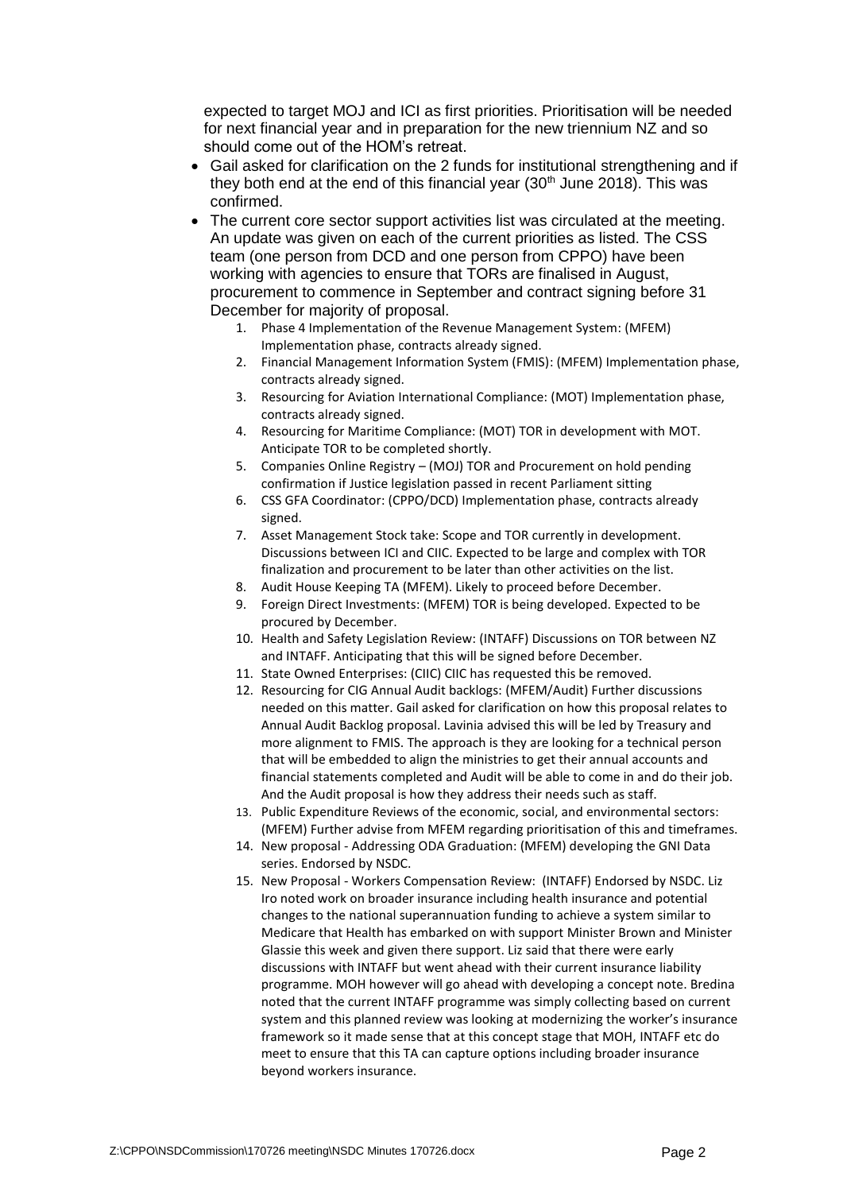expected to target MOJ and ICI as first priorities. Prioritisation will be needed for next financial year and in preparation for the new triennium NZ and so should come out of the HOM's retreat.

- Gail asked for clarification on the 2 funds for institutional strengthening and if they both end at the end of this financial year (30th June 2018). This was confirmed.
- The current core sector support activities list was circulated at the meeting. An update was given on each of the current priorities as listed. The CSS team (one person from DCD and one person from CPPO) have been working with agencies to ensure that TORs are finalised in August, procurement to commence in September and contract signing before 31 December for majority of proposal.
    1. Phase 4 Implementation of the Revenue Management System: (MFEM) Implementation phase, contracts already signed.
    2. Financial Management Information System (FMIS): (MFEM) Implementation phase, contracts already signed.
    3. Resourcing for Aviation International Compliance: (MOT) Implementation phase, contracts already signed.
    4. Resourcing for Maritime Compliance: (MOT) TOR in development with MOT. Anticipate TOR to be completed shortly.
    5. Companies Online Registry – (MOJ) TOR and Procurement on hold pending confirmation if Justice legislation passed in recent Parliament sitting
    6. CSS GFA Coordinator: (CPPO/DCD) Implementation phase, contracts already signed.
    7. Asset Management Stock take: Scope and TOR currently in development. Discussions between ICI and CIIC. Expected to be large and complex with TOR finalization and procurement to be later than other activities on the list.
    8. Audit House Keeping TA (MFEM). Likely to proceed before December.
    9. Foreign Direct Investments: (MFEM) TOR is being developed. Expected to be procured by December.
    10. Health and Safety Legislation Review: (INTAFF) Discussions on TOR between NZ and INTAFF. Anticipating that this will be signed before December.
    11. State Owned Enterprises: (CIIC) CIIC has requested this be removed.
    12. Resourcing for CIG Annual Audit backlogs: (MFEM/Audit) Further discussions needed on this matter. Gail asked for clarification on how this proposal relates to Annual Audit Backlog proposal. Lavinia advised this will be led by Treasury and more alignment to FMIS. The approach is they are looking for a technical person that will be embedded to align the ministries to get their annual accounts and financial statements completed and Audit will be able to come in and do their job. And the Audit proposal is how they address their needs such as staff.
    13. Public Expenditure Reviews of the economic, social, and environmental sectors: (MFEM) Further advise from MFEM regarding prioritisation of this and timeframes.
    14. New proposal - Addressing ODA Graduation: (MFEM) developing the GNI Data series. Endorsed by NSDC.
    15. New Proposal - Workers Compensation Review: (INTAFF) Endorsed by NSDC. Liz Iro noted work on broader insurance including health insurance and potential changes to the national superannuation funding to achieve a system similar to Medicare that Health has embarked on with support Minister Brown and Minister Glassie this week and given there support. Liz said that there were early discussions with INTAFF but went ahead with their current insurance liability programme. MOH however will go ahead with developing a concept note. Bredina noted that the current INTAFF programme was simply collecting based on current system and this planned review was looking at modernizing the worker's insurance framework so it made sense that at this concept stage that MOH, INTAFF etc do meet to ensure that this TA can capture options including broader insurance beyond workers insurance.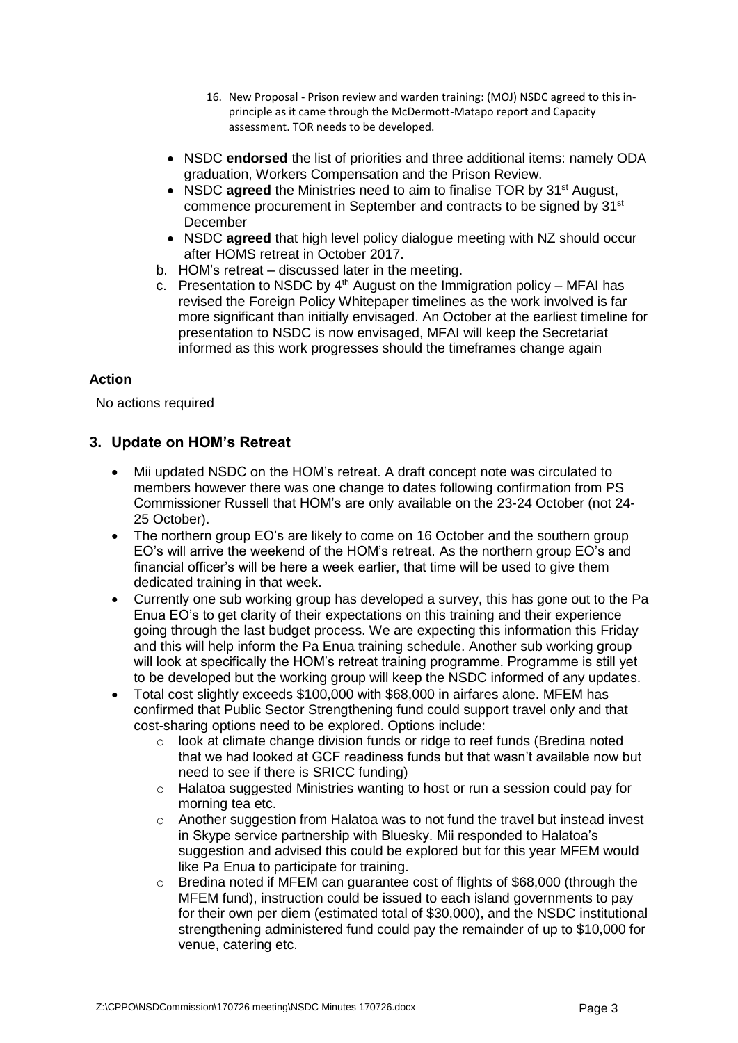16. New Proposal - Prison review and warden training: (MOJ) NSDC agreed to this in-principle as it came through the McDermott-Matapo report and Capacity assessment. TOR needs to be developed.

- NSDC **endorsed** the list of priorities and three additional items: namely ODA graduation, Workers Compensation and the Prison Review.
- NSDC **agreed** the Ministries need to aim to finalise TOR by 31st August, commence procurement in September and contracts to be signed by 31st December
- NSDC **agreed** that high level policy dialogue meeting with NZ should occur after HOMS retreat in October 2017.

b. HOM's retreat – discussed later in the meeting.

c. Presentation to NSDC by 4th August on the Immigration policy – MFAI has revised the Foreign Policy Whitepaper timelines as the work involved is far more significant than initially envisaged. An October at the earliest timeline for presentation to NSDC is now envisaged, MFAI will keep the Secretariat informed as this work progresses should the timeframes change again

**Action**

No actions required

## 3. Update on HOM's Retreat

- Mii updated NSDC on the HOM's retreat. A draft concept note was circulated to members however there was one change to dates following confirmation from PS Commissioner Russell that HOM's are only available on the 23-24 October (not 24-25 October).
- The northern group EO's are likely to come on 16 October and the southern group EO's will arrive the weekend of the HOM's retreat. As the northern group EO's and financial officer's will be here a week earlier, that time will be used to give them dedicated training in that week.
- Currently one sub working group has developed a survey, this has gone out to the Pa Enua EO's to get clarity of their expectations on this training and their experience going through the last budget process. We are expecting this information this Friday and this will help inform the Pa Enua training schedule. Another sub working group will look at specifically the HOM's retreat training programme. Programme is still yet to be developed but the working group will keep the NSDC informed of any updates.
- Total cost slightly exceeds $100,000 with $68,000 in airfares alone. MFEM has confirmed that Public Sector Strengthening fund could support travel only and that cost-sharing options need to be explored. Options include:
  - look at climate change division funds or ridge to reef funds (Bredina noted that we had looked at GCF readiness funds but that wasn't available now but need to see if there is SRICC funding)
  - Halatoa suggested Ministries wanting to host or run a session could pay for morning tea etc.
  - Another suggestion from Halatoa was to not fund the travel but instead invest in Skype service partnership with Bluesky. Mii responded to Halatoa's suggestion and advised this could be explored but for this year MFEM would like Pa Enua to participate for training.
  - Bredina noted if MFEM can guarantee cost of flights of $68,000 (through the MFEM fund), instruction could be issued to each island governments to pay for their own per diem (estimated total of $30,000), and the NSDC institutional strengthening administered fund could pay the remainder of up to $10,000 for venue, catering etc.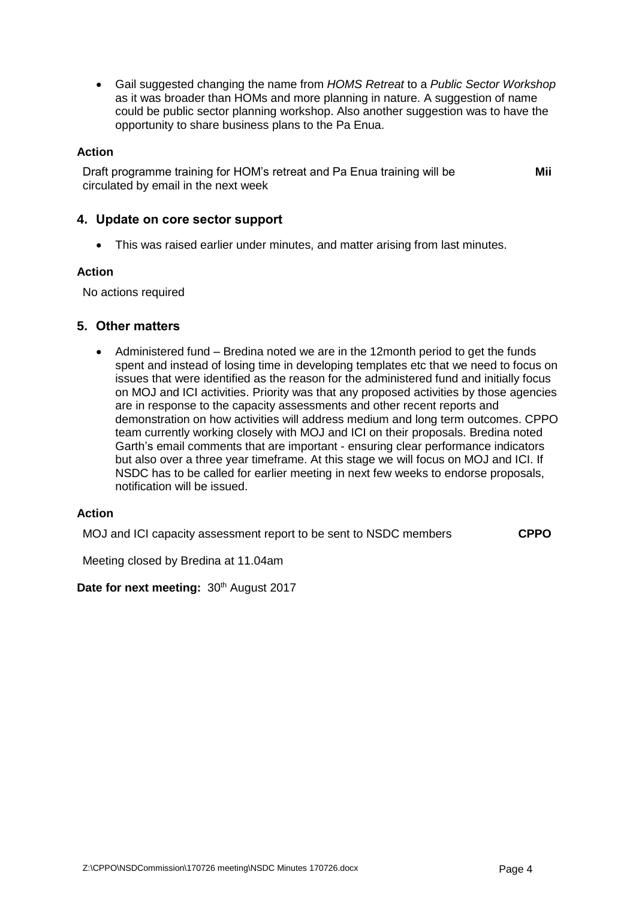- Gail suggested changing the name from *HOMS Retreat* to a *Public Sector Workshop* as it was broader than HOMs and more planning in nature. A suggestion of name could be public sector planning workshop. Also another suggestion was to have the opportunity to share business plans to the Pa Enua.

**Action**

| | |
|---|---|
| Draft programme training for HOM's retreat and Pa Enua training will be circulated by email in the next week | **Mii** |

## 4. Update on core sector support

- This was raised earlier under minutes, and matter arising from last minutes.

**Action**

No actions required

## 5. Other matters

- Administered fund – Bredina noted we are in the 12month period to get the funds spent and instead of losing time in developing templates etc that we need to focus on issues that were identified as the reason for the administered fund and initially focus on MOJ and ICI activities. Priority was that any proposed activities by those agencies are in response to the capacity assessments and other recent reports and demonstration on how activities will address medium and long term outcomes. CPPO team currently working closely with MOJ and ICI on their proposals. Bredina noted Garth's email comments that are important - ensuring clear performance indicators but also over a three year timeframe. At this stage we will focus on MOJ and ICI. If NSDC has to be called for earlier meeting in next few weeks to endorse proposals, notification will be issued.

**Action**

| | |
|---|---|
| MOJ and ICI capacity assessment report to be sent to NSDC members | **CPPO** |

Meeting closed by Bredina at 11.04am

**Date for next meeting:** 30th August 2017

Z:\CPPO\NSDCommission\170726 meeting\NSDC Minutes 170726.docx